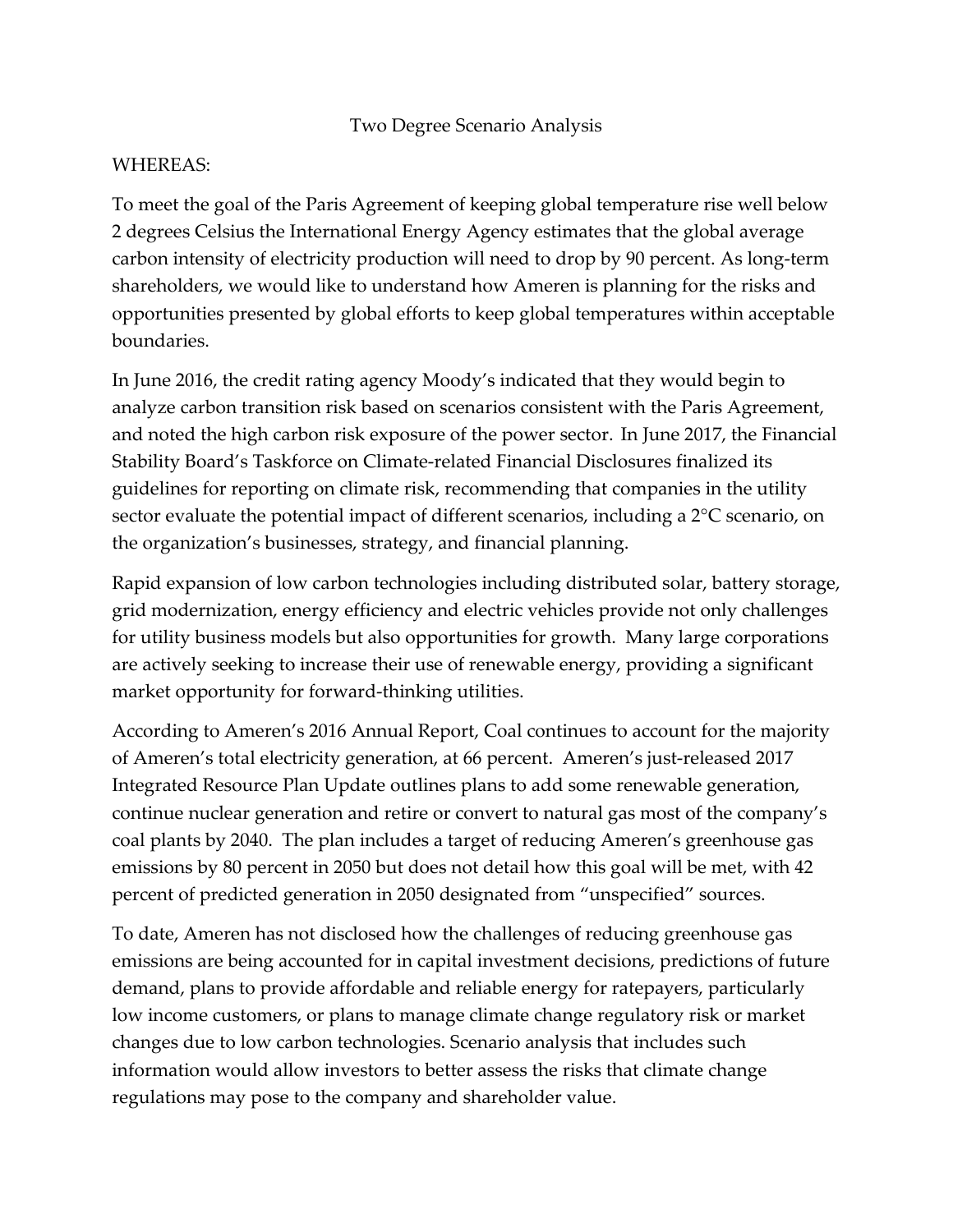# Two Degree Scenario Analysis

WHEREAS:

To meet the goal of the Paris Agreement of keeping global temperature rise well below 2 degrees Celsius the International Energy Agency estimates that the global average carbon intensity of electricity production will need to drop by 90 percent. As long-term shareholders, we would like to understand how Ameren is planning for the risks and opportunities presented by global efforts to keep global temperatures within acceptable boundaries.

In June 2016, the credit rating agency Moody's indicated that they would begin to analyze carbon transition risk based on scenarios consistent with the Paris Agreement, and noted the high carbon risk exposure of the power sector. In June 2017, the Financial Stability Board's Taskforce on Climate-related Financial Disclosures finalized its guidelines for reporting on climate risk, recommending that companies in the utility sector evaluate the potential impact of different scenarios, including a 2°C scenario, on the organization's businesses, strategy, and financial planning.

Rapid expansion of low carbon technologies including distributed solar, battery storage, grid modernization, energy efficiency and electric vehicles provide not only challenges for utility business models but also opportunities for growth. Many large corporations are actively seeking to increase their use of renewable energy, providing a significant market opportunity for forward-thinking utilities.

According to Ameren's 2016 Annual Report, Coal continues to account for the majority of Ameren's total electricity generation, at 66 percent. Ameren's just-released 2017 Integrated Resource Plan Update outlines plans to add some renewable generation, continue nuclear generation and retire or convert to natural gas most of the company's coal plants by 2040. The plan includes a target of reducing Ameren's greenhouse gas emissions by 80 percent in 2050 but does not detail how this goal will be met, with 42 percent of predicted generation in 2050 designated from "unspecified" sources.

To date, Ameren has not disclosed how the challenges of reducing greenhouse gas emissions are being accounted for in capital investment decisions, predictions of future demand, plans to provide affordable and reliable energy for ratepayers, particularly low income customers, or plans to manage climate change regulatory risk or market changes due to low carbon technologies. Scenario analysis that includes such information would allow investors to better assess the risks that climate change regulations may pose to the company and shareholder value.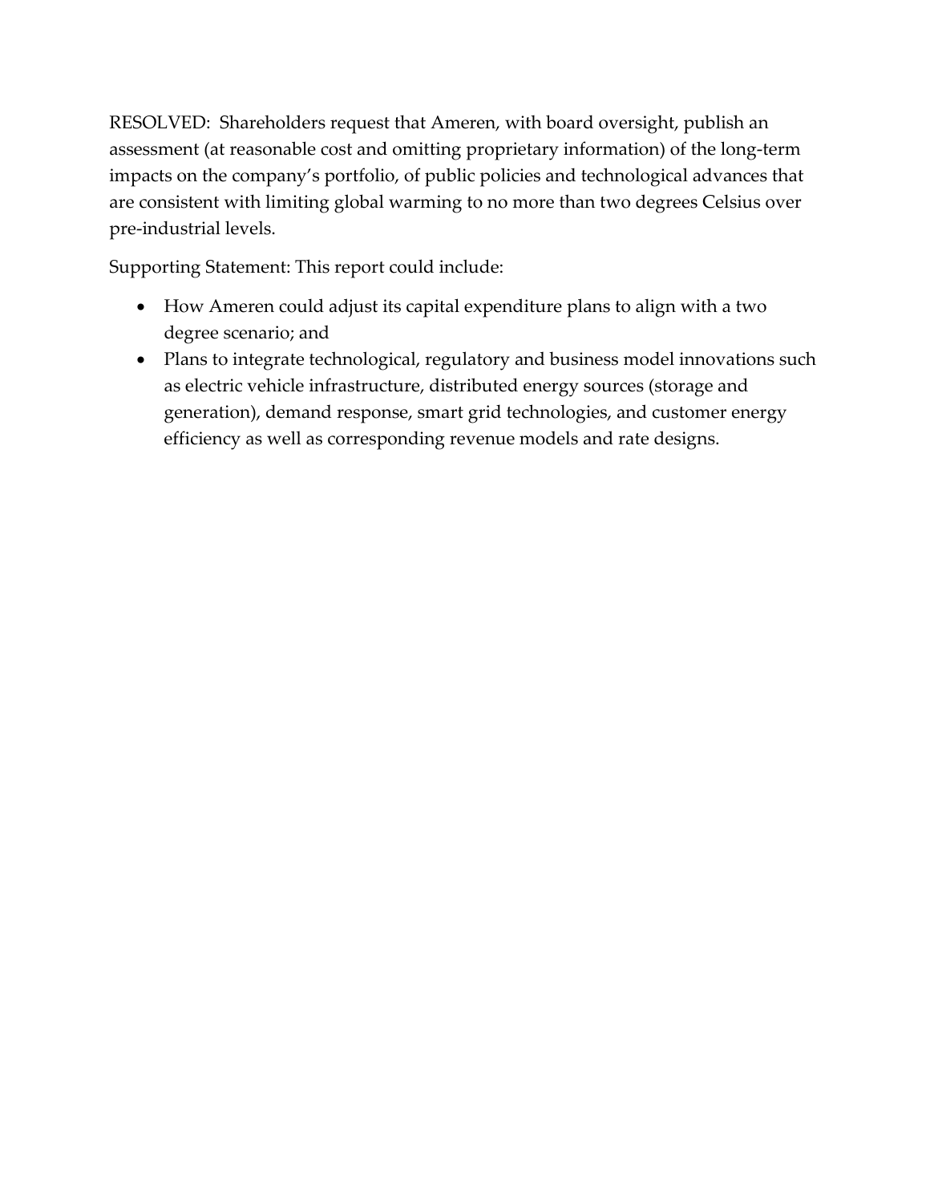RESOLVED: Shareholders request that Ameren, with board oversight, publish an assessment (at reasonable cost and omitting proprietary information) of the long-term impacts on the company's portfolio, of public policies and technological advances that are consistent with limiting global warming to no more than two degrees Celsius over pre-industrial levels.

Supporting Statement: This report could include:

- How Ameren could adjust its capital expenditure plans to align with a two degree scenario; and
- Plans to integrate technological, regulatory and business model innovations such as electric vehicle infrastructure, distributed energy sources (storage and generation), demand response, smart grid technologies, and customer energy efficiency as well as corresponding revenue models and rate designs.